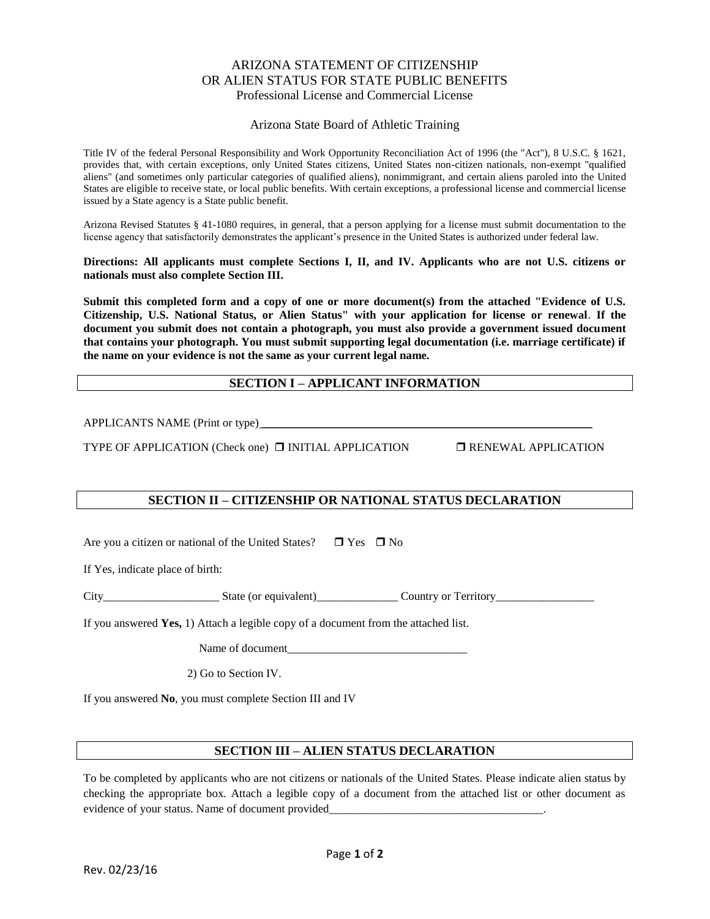# ARIZONA STATEMENT OF CITIZENSHIP OR ALIEN STATUS FOR STATE PUBLIC BENEFITS

Professional License and Commercial License

Arizona State Board of Athletic Training

Title IV of the federal Personal Responsibility and Work Opportunity Reconciliation Act of 1996 (the "Act"), 8 U.S.C. § 1621, provides that, with certain exceptions, only United States citizens, United States non-citizen nationals, non-exempt "qualified aliens" (and sometimes only particular categories of qualified aliens), nonimmigrant, and certain aliens paroled into the United States are eligible to receive state, or local public benefits. With certain exceptions, a professional license and commercial license issued by a State agency is a State public benefit.

Arizona Revised Statutes § 41-1080 requires, in general, that a person applying for a license must submit documentation to the license agency that satisfactorily demonstrates the applicant's presence in the United States is authorized under federal law.

**Directions: All applicants must complete Sections I, II, and IV. Applicants who are not U.S. citizens or nationals must also complete Section III.**

**Submit this completed form and a copy of one or more document(s) from the attached "Evidence of U.S. Citizenship, U.S. National Status, or Alien Status" with your application for license or renewal. If the document you submit does not contain a photograph, you must also provide a government issued document that contains your photograph. You must submit supporting legal documentation (i.e. marriage certificate) if the name on your evidence is not the same as your current legal name.**

## SECTION I – APPLICANT INFORMATION

APPLICANTS NAME (Print or type)________________________________________________________

TYPE OF APPLICATION (Check one) ☐ INITIAL APPLICATION ☐ RENEWAL APPLICATION

## SECTION II – CITIZENSHIP OR NATIONAL STATUS DECLARATION

Are you a citizen or national of the United States? ☐ Yes ☐ No

If Yes, indicate place of birth:

City___________________ State (or equivalent)_____________ Country or Territory________________

If you answered **Yes,** 1) Attach a legible copy of a document from the attached list.

Name of document______________________________

2) Go to Section IV.

If you answered **No**, you must complete Section III and IV

## SECTION III – ALIEN STATUS DECLARATION

To be completed by applicants who are not citizens or nationals of the United States. Please indicate alien status by checking the appropriate box. Attach a legible copy of a document from the attached list or other document as evidence of your status. Name of document provided___________________________________.

Rev. 02/23/16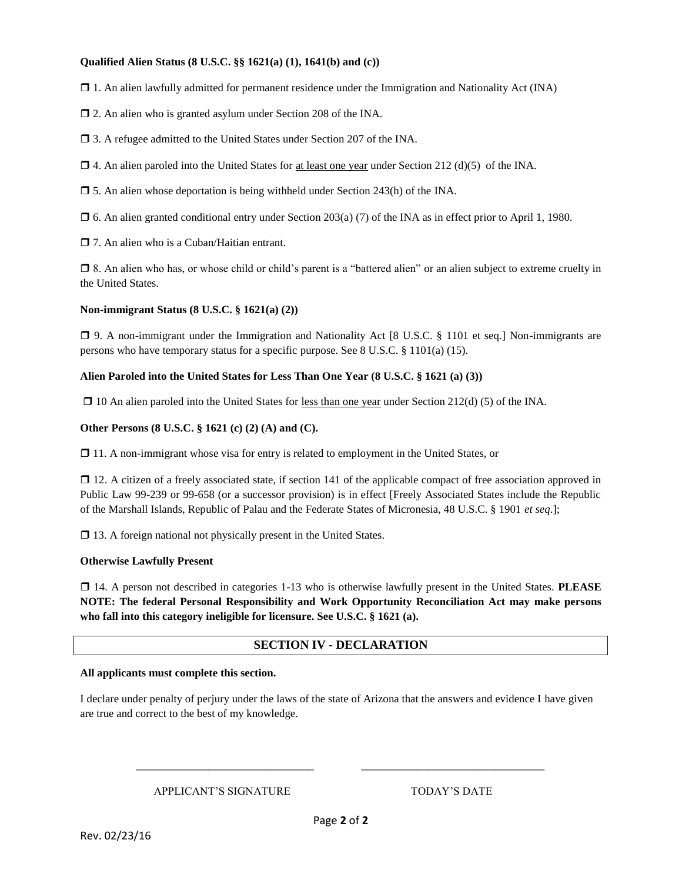**Qualified Alien Status (8 U.S.C. §§ 1621(a) (1), 1641(b) and (c))**

❒ 1. An alien lawfully admitted for permanent residence under the Immigration and Nationality Act (INA)

❒ 2. An alien who is granted asylum under Section 208 of the INA.

❒ 3. A refugee admitted to the United States under Section 207 of the INA.

❒ 4. An alien paroled into the United States for <u>at least one year</u> under Section 212 (d)(5) of the INA.

❒ 5. An alien whose deportation is being withheld under Section 243(h) of the INA.

❒ 6. An alien granted conditional entry under Section 203(a) (7) of the INA as in effect prior to April 1, 1980.

❒ 7. An alien who is a Cuban/Haitian entrant.

❒ 8. An alien who has, or whose child or child's parent is a "battered alien" or an alien subject to extreme cruelty in the United States.

**Non-immigrant Status (8 U.S.C. § 1621(a) (2))**

❒ 9. A non-immigrant under the Immigration and Nationality Act [8 U.S.C. § 1101 et seq.] Non-immigrants are persons who have temporary status for a specific purpose. See 8 U.S.C. § 1101(a) (15).

**Alien Paroled into the United States for Less Than One Year (8 U.S.C. § 1621 (a) (3))**

❒ 10 An alien paroled into the United States for <u>less than one year</u> under Section 212(d) (5) of the INA.

**Other Persons (8 U.S.C. § 1621 (c) (2) (A) and (C).**

❒ 11. A non-immigrant whose visa for entry is related to employment in the United States, or

❒ 12. A citizen of a freely associated state, if section 141 of the applicable compact of free association approved in Public Law 99-239 or 99-658 (or a successor provision) is in effect [Freely Associated States include the Republic of the Marshall Islands, Republic of Palau and the Federate States of Micronesia, 48 U.S.C. § 1901 *et seq*.];

❒ 13. A foreign national not physically present in the United States.

**Otherwise Lawfully Present**

❒ 14. A person not described in categories 1-13 who is otherwise lawfully present in the United States. **PLEASE NOTE: The federal Personal Responsibility and Work Opportunity Reconciliation Act may make persons who fall into this category ineligible for licensure. See U.S.C. § 1621 (a).**

## SECTION IV - DECLARATION

**All applicants must complete this section.**

I declare under penalty of perjury under the laws of the state of Arizona that the answers and evidence I have given are true and correct to the best of my knowledge.

\_\_\_\_\_\_\_\_\_\_\_\_\_\_\_\_\_\_\_\_\_\_\_\_\_\_\_\_\_\_\_\_ \_\_\_\_\_\_\_\_\_\_\_\_\_\_\_\_\_\_\_\_\_\_\_\_\_\_\_\_\_\_\_\_

APPLICANT'S SIGNATURE TODAY'S DATE

Rev. 02/23/16